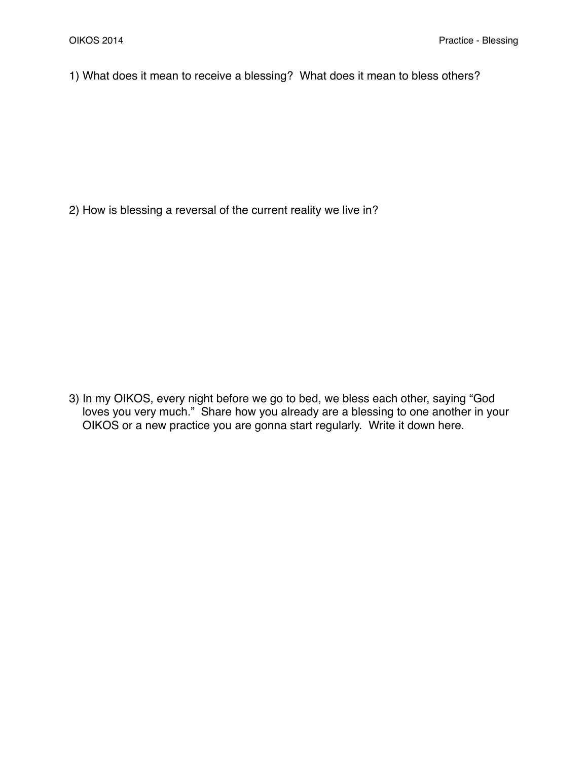1) What does it mean to receive a blessing? What does it mean to bless others?

2) How is blessing a reversal of the current reality we live in?

3) In my OIKOS, every night before we go to bed, we bless each other, saying "God loves you very much." Share how you already are a blessing to one another in your OIKOS or a new practice you are gonna start regularly. Write it down here.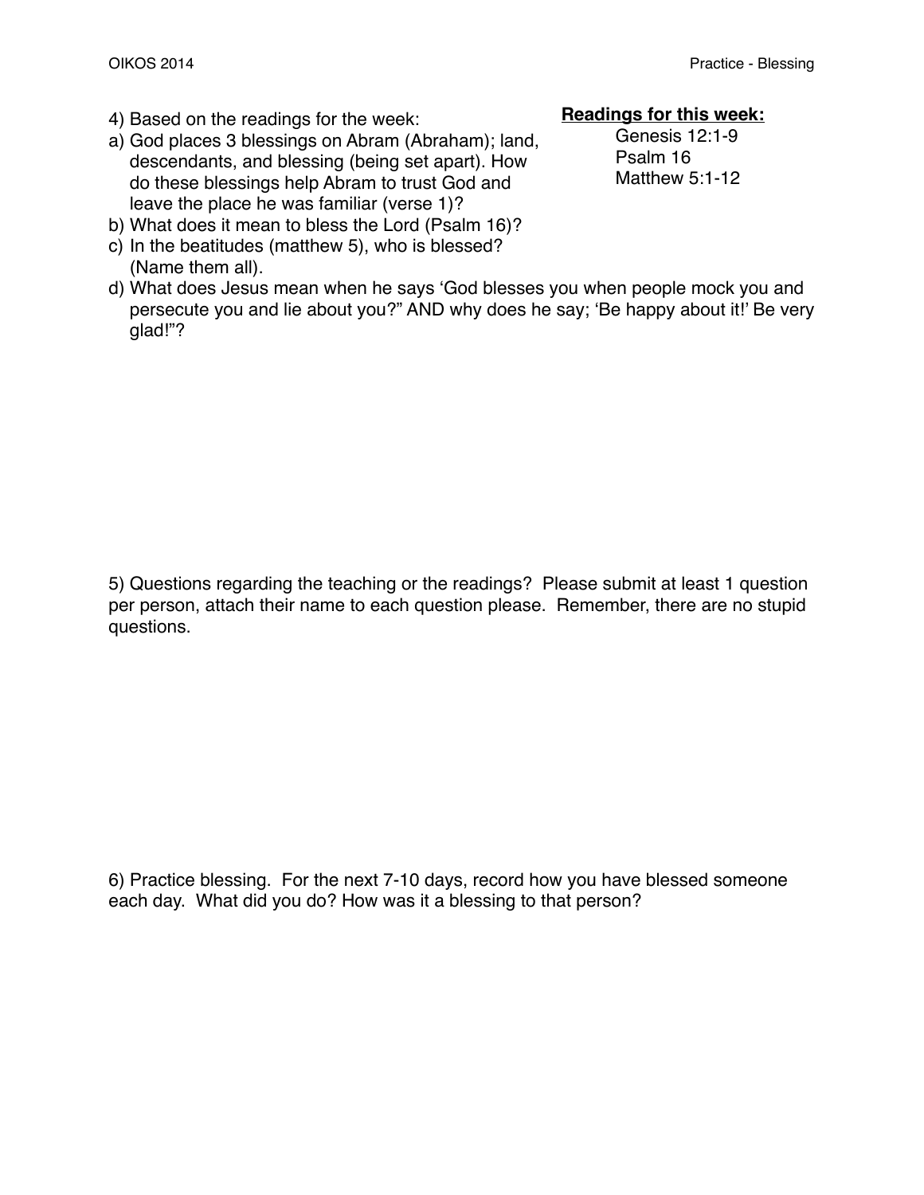4) Based on the readings for the week:

a) God places 3 blessings on Abram (Abraham); land, descendants, and blessing (being set apart). How do these blessings help Abram to trust God and leave the place he was familiar (verse 1)?

b) What does it mean to bless the Lord (Psalm 16)?

c) In the beatitudes (matthew 5), who is blessed? (Name them all).

d) What does Jesus mean when he says 'God blesses you when people mock you and persecute you and lie about you?" AND why does he say; 'Be happy about it!' Be very glad!"?

**Readings for this week:**

Genesis 12:1-9
Psalm 16
Matthew 5:1-12

5) Questions regarding the teaching or the readings? Please submit at least 1 question per person, attach their name to each question please. Remember, there are no stupid questions.

6) Practice blessing. For the next 7-10 days, record how you have blessed someone each day. What did you do? How was it a blessing to that person?